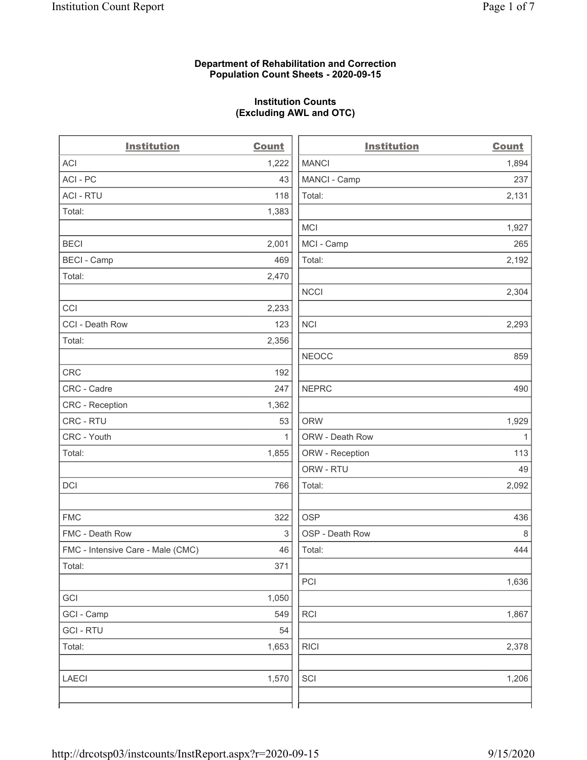**Department of Rehabilitation and Correction**
**Population Count Sheets - 2020-09-15**

**Institution Counts**
**(Excluding AWL and OTC)**

| Institution | Count |
|---|---|
| ACI | 1,222 |
| ACI - PC | 43 |
| ACI - RTU | 118 |
| Total: | 1,383 |
| | |
| BECI | 2,001 |
| BECI - Camp | 469 |
| Total: | 2,470 |
| | |
| CCI | 2,233 |
| CCI - Death Row | 123 |
| Total: | 2,356 |
| | |
| CRC | 192 |
| CRC - Cadre | 247 |
| CRC - Reception | 1,362 |
| CRC - RTU | 53 |
| CRC - Youth | 1 |
| Total: | 1,855 |
| | |
| DCI | 766 |
| | |
| FMC | 322 |
| FMC - Death Row | 3 |
| FMC - Intensive Care - Male (CMC) | 46 |
| Total: | 371 |
| | |
| GCI | 1,050 |
| GCI - Camp | 549 |
| GCI - RTU | 54 |
| Total: | 1,653 |
| | |
| LAECI | 1,570 |
| | |
| MANCI | 1,894 |
| MANCI - Camp | 237 |
| Total: | 2,131 |
| | |
| MCI | 1,927 |
| MCI - Camp | 265 |
| Total: | 2,192 |
| | |
| NCCI | 2,304 |
| | |
| NCI | 2,293 |
| | |
| NEOCC | 859 |
| | |
| NEPRC | 490 |
| | |
| ORW | 1,929 |
| ORW - Death Row | 1 |
| ORW - Reception | 113 |
| ORW - RTU | 49 |
| Total: | 2,092 |
| | |
| OSP | 436 |
| OSP - Death Row | 8 |
| Total: | 444 |
| | |
| PCI | 1,636 |
| | |
| RCI | 1,867 |
| | |
| RICI | 2,378 |
| | |
| SCI | 1,206 |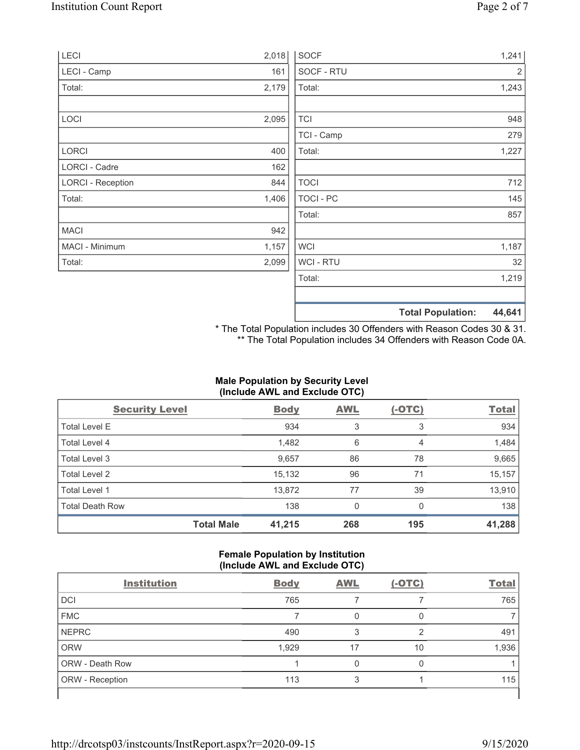| | |
|---|---|
| LECI | 2,018 |
| LECI - Camp | 161 |
| Total: | 2,179 |
| | |
| LOCI | 2,095 |
| | |
| LORCI | 400 |
| LORCI - Cadre | 162 |
| LORCI - Reception | 844 |
| Total: | 1,406 |
| | |
| MACI | 942 |
| MACI - Minimum | 1,157 |
| Total: | 2,099 |

| | |
|---|---|
| SOCF | 1,241 |
| SOCF - RTU | 2 |
| Total: | 1,243 |
| | |
| TCI | 948 |
| TCI - Camp | 279 |
| Total: | 1,227 |
| | |
| TOCI | 712 |
| TOCI - PC | 145 |
| Total: | 857 |
| | |
| WCI | 1,187 |
| WCI - RTU | 32 |
| Total: | 1,219 |
| | |
| **Total Population:** | **44,641** |

\* The Total Population includes 30 Offenders with Reason Codes 30 & 31.
\** The Total Population includes 34 Offenders with Reason Code 0A.

**Male Population by Security Level (Include AWL and Exclude OTC)**

| Security Level | Body | AWL | (-OTC) | Total |
|---|---|---|---|---|
| Total Level E | 934 | 3 | 3 | 934 |
| Total Level 4 | 1,482 | 6 | 4 | 1,484 |
| Total Level 3 | 9,657 | 86 | 78 | 9,665 |
| Total Level 2 | 15,132 | 96 | 71 | 15,157 |
| Total Level 1 | 13,872 | 77 | 39 | 13,910 |
| Total Death Row | 138 | 0 | 0 | 138 |
| **Total Male** | **41,215** | **268** | **195** | **41,288** |

**Female Population by Institution (Include AWL and Exclude OTC)**

| Institution | Body | AWL | (-OTC) | Total |
|---|---|---|---|---|
| DCI | 765 | 7 | 7 | 765 |
| FMC | 7 | 0 | 0 | 7 |
| NEPRC | 490 | 3 | 2 | 491 |
| ORW | 1,929 | 17 | 10 | 1,936 |
| ORW - Death Row | 1 | 0 | 0 | 1 |
| ORW - Reception | 113 | 3 | 1 | 115 |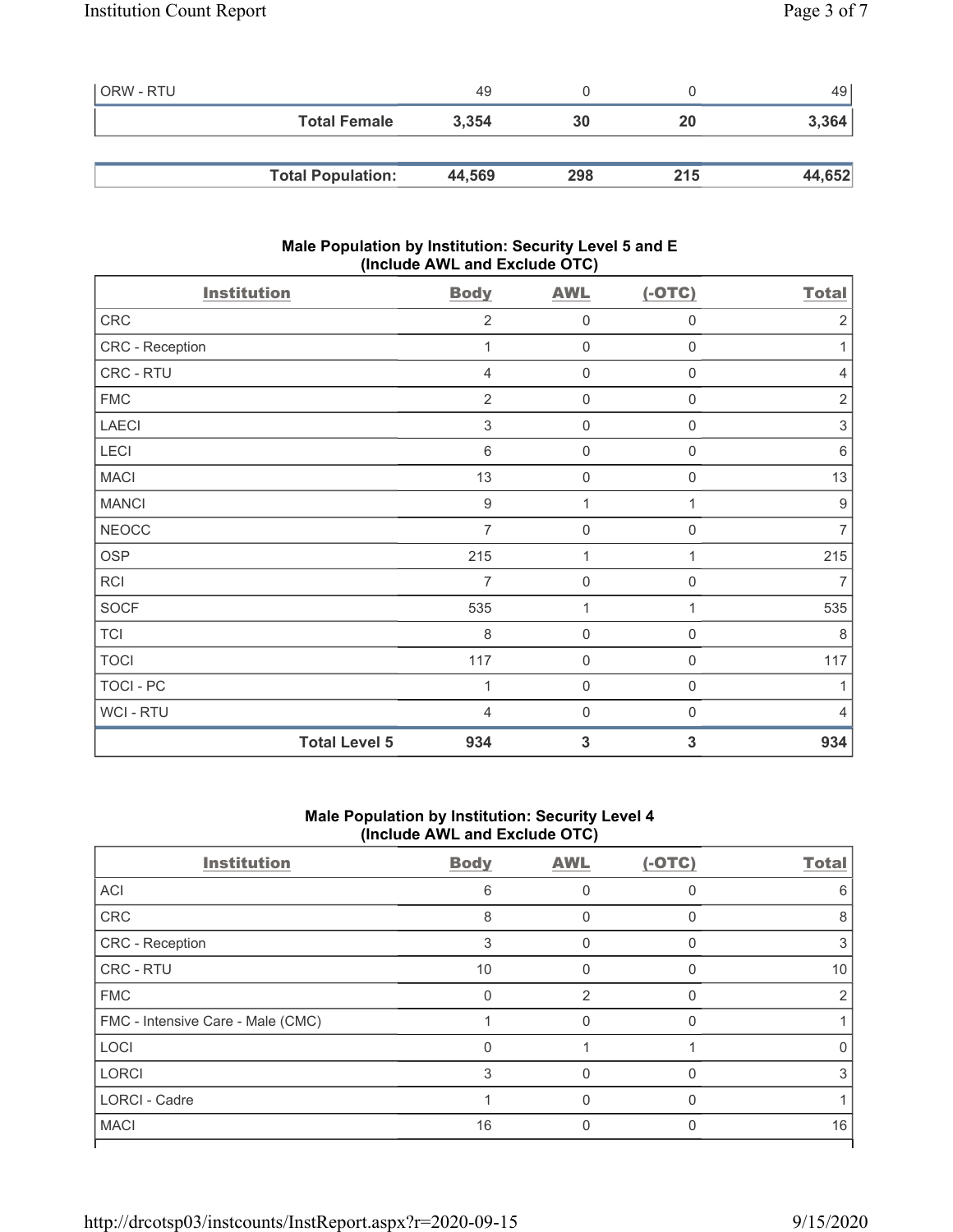| ORW - RTU | 49 | 0 | 0 | 49 |
|---|---|---|---|---|
| **Total Female** | **3,354** | **30** | **20** | **3,364** |
| **Total Population:** | **44,569** | **298** | **215** | **44,652** |

### Male Population by Institution: Security Level 5 and E (Include AWL and Exclude OTC)

| Institution | Body | AWL | (-OTC) | Total |
|---|---|---|---|---|
| CRC | 2 | 0 | 0 | 2 |
| CRC - Reception | 1 | 0 | 0 | 1 |
| CRC - RTU | 4 | 0 | 0 | 4 |
| FMC | 2 | 0 | 0 | 2 |
| LAECI | 3 | 0 | 0 | 3 |
| LECI | 6 | 0 | 0 | 6 |
| MACI | 13 | 0 | 0 | 13 |
| MANCI | 9 | 1 | 1 | 9 |
| NEOCC | 7 | 0 | 0 | 7 |
| OSP | 215 | 1 | 1 | 215 |
| RCI | 7 | 0 | 0 | 7 |
| SOCF | 535 | 1 | 1 | 535 |
| TCI | 8 | 0 | 0 | 8 |
| TOCI | 117 | 0 | 0 | 117 |
| TOCI - PC | 1 | 0 | 0 | 1 |
| WCI - RTU | 4 | 0 | 0 | 4 |
| **Total Level 5** | **934** | **3** | **3** | **934** |

### Male Population by Institution: Security Level 4 (Include AWL and Exclude OTC)

| Institution | Body | AWL | (-OTC) | Total |
|---|---|---|---|---|
| ACI | 6 | 0 | 0 | 6 |
| CRC | 8 | 0 | 0 | 8 |
| CRC - Reception | 3 | 0 | 0 | 3 |
| CRC - RTU | 10 | 0 | 0 | 10 |
| FMC | 0 | 2 | 0 | 2 |
| FMC - Intensive Care - Male (CMC) | 1 | 0 | 0 | 1 |
| LOCI | 0 | 1 | 1 | 0 |
| LORCI | 3 | 0 | 0 | 3 |
| LORCI - Cadre | 1 | 0 | 0 | 1 |
| MACI | 16 | 0 | 0 | 16 |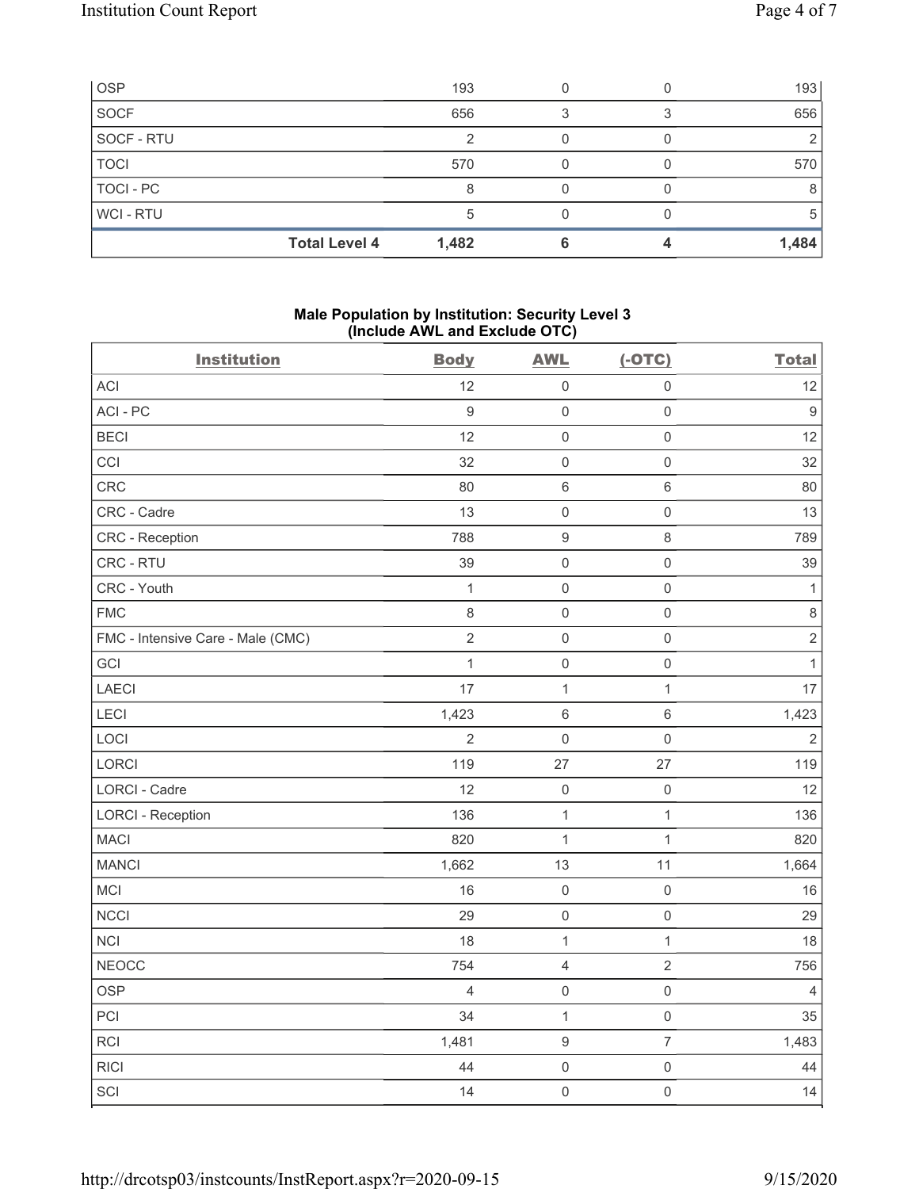| | | | | |
|---|---|---|---|---|
| OSP | 193 | 0 | 0 | 193 |
| SOCF | 656 | 3 | 3 | 656 |
| SOCF - RTU | 2 | 0 | 0 | 2 |
| TOCI | 570 | 0 | 0 | 570 |
| TOCI - PC | 8 | 0 | 0 | 8 |
| WCI - RTU | 5 | 0 | 0 | 5 |
| **Total Level 4** | **1,482** | **6** | **4** | **1,484** |

### Male Population by Institution: Security Level 3 (Include AWL and Exclude OTC)

| Institution | Body | AWL | (-OTC) | Total |
|---|---|---|---|---|
| ACI | 12 | 0 | 0 | 12 |
| ACI - PC | 9 | 0 | 0 | 9 |
| BECI | 12 | 0 | 0 | 12 |
| CCI | 32 | 0 | 0 | 32 |
| CRC | 80 | 6 | 6 | 80 |
| CRC - Cadre | 13 | 0 | 0 | 13 |
| CRC - Reception | 788 | 9 | 8 | 789 |
| CRC - RTU | 39 | 0 | 0 | 39 |
| CRC - Youth | 1 | 0 | 0 | 1 |
| FMC | 8 | 0 | 0 | 8 |
| FMC - Intensive Care - Male (CMC) | 2 | 0 | 0 | 2 |
| GCI | 1 | 0 | 0 | 1 |
| LAECI | 17 | 1 | 1 | 17 |
| LECI | 1,423 | 6 | 6 | 1,423 |
| LOCI | 2 | 0 | 0 | 2 |
| LORCI | 119 | 27 | 27 | 119 |
| LORCI - Cadre | 12 | 0 | 0 | 12 |
| LORCI - Reception | 136 | 1 | 1 | 136 |
| MACI | 820 | 1 | 1 | 820 |
| MANCI | 1,662 | 13 | 11 | 1,664 |
| MCI | 16 | 0 | 0 | 16 |
| NCCI | 29 | 0 | 0 | 29 |
| NCI | 18 | 1 | 1 | 18 |
| NEOCC | 754 | 4 | 2 | 756 |
| OSP | 4 | 0 | 0 | 4 |
| PCI | 34 | 1 | 0 | 35 |
| RCI | 1,481 | 9 | 7 | 1,483 |
| RICI | 44 | 0 | 0 | 44 |
| SCI | 14 | 0 | 0 | 14 |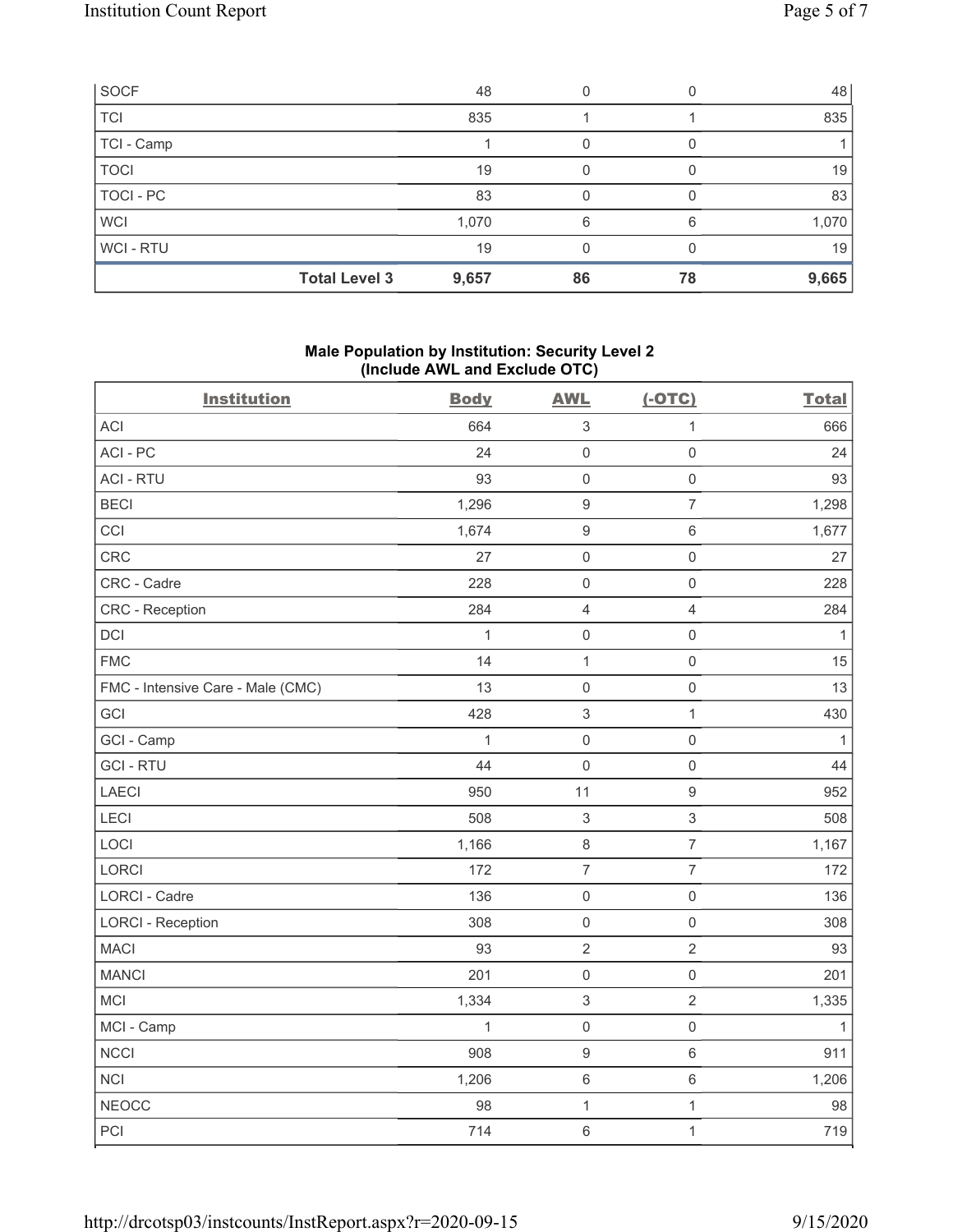| SOCF | 48 | 0 | 0 | 48 |
|---|---|---|---|---|
| TCI | 835 | 1 | 1 | 835 |
| TCI - Camp | 1 | 0 | 0 | 1 |
| TOCI | 19 | 0 | 0 | 19 |
| TOCI - PC | 83 | 0 | 0 | 83 |
| WCI | 1,070 | 6 | 6 | 1,070 |
| WCI - RTU | 19 | 0 | 0 | 19 |
| **Total Level 3** | **9,657** | **86** | **78** | **9,665** |

**Male Population by Institution: Security Level 2**
**(Include AWL and Exclude OTC)**

| Institution | Body | AWL | (-OTC) | Total |
|---|---|---|---|---|
| ACI | 664 | 3 | 1 | 666 |
| ACI - PC | 24 | 0 | 0 | 24 |
| ACI - RTU | 93 | 0 | 0 | 93 |
| BECI | 1,296 | 9 | 7 | 1,298 |
| CCI | 1,674 | 9 | 6 | 1,677 |
| CRC | 27 | 0 | 0 | 27 |
| CRC - Cadre | 228 | 0 | 0 | 228 |
| CRC - Reception | 284 | 4 | 4 | 284 |
| DCI | 1 | 0 | 0 | 1 |
| FMC | 14 | 1 | 0 | 15 |
| FMC - Intensive Care - Male (CMC) | 13 | 0 | 0 | 13 |
| GCI | 428 | 3 | 1 | 430 |
| GCI - Camp | 1 | 0 | 0 | 1 |
| GCI - RTU | 44 | 0 | 0 | 44 |
| LAECI | 950 | 11 | 9 | 952 |
| LECI | 508 | 3 | 3 | 508 |
| LOCI | 1,166 | 8 | 7 | 1,167 |
| LORCI | 172 | 7 | 7 | 172 |
| LORCI - Cadre | 136 | 0 | 0 | 136 |
| LORCI - Reception | 308 | 0 | 0 | 308 |
| MACI | 93 | 2 | 2 | 93 |
| MANCI | 201 | 0 | 0 | 201 |
| MCI | 1,334 | 3 | 2 | 1,335 |
| MCI - Camp | 1 | 0 | 0 | 1 |
| NCCI | 908 | 9 | 6 | 911 |
| NCI | 1,206 | 6 | 6 | 1,206 |
| NEOCC | 98 | 1 | 1 | 98 |
| PCI | 714 | 6 | 1 | 719 |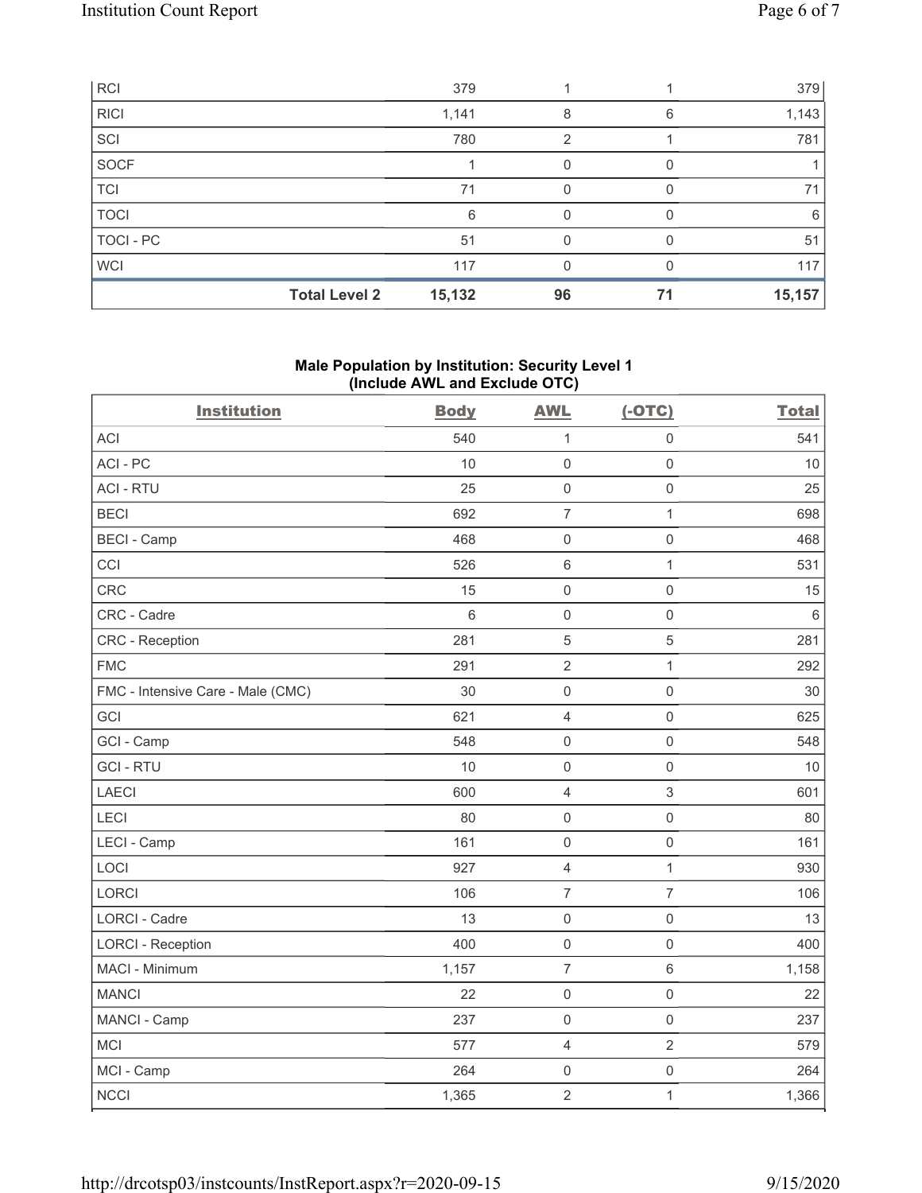| | | | | |
|---|---|---|---|---|
| RCI | 379 | 1 | 1 | 379 |
| RICI | 1,141 | 8 | 6 | 1,143 |
| SCI | 780 | 2 | 1 | 781 |
| SOCF | 1 | 0 | 0 | 1 |
| TCI | 71 | 0 | 0 | 71 |
| TOCI | 6 | 0 | 0 | 6 |
| TOCI - PC | 51 | 0 | 0 | 51 |
| WCI | 117 | 0 | 0 | 117 |
| **Total Level 2** | **15,132** | **96** | **71** | **15,157** |

### Male Population by Institution: Security Level 1 (Include AWL and Exclude OTC)

| Institution | Body | AWL | (-OTC) | Total |
|---|---|---|---|---|
| ACI | 540 | 1 | 0 | 541 |
| ACI - PC | 10 | 0 | 0 | 10 |
| ACI - RTU | 25 | 0 | 0 | 25 |
| BECI | 692 | 7 | 1 | 698 |
| BECI - Camp | 468 | 0 | 0 | 468 |
| CCI | 526 | 6 | 1 | 531 |
| CRC | 15 | 0 | 0 | 15 |
| CRC - Cadre | 6 | 0 | 0 | 6 |
| CRC - Reception | 281 | 5 | 5 | 281 |
| FMC | 291 | 2 | 1 | 292 |
| FMC - Intensive Care - Male (CMC) | 30 | 0 | 0 | 30 |
| GCI | 621 | 4 | 0 | 625 |
| GCI - Camp | 548 | 0 | 0 | 548 |
| GCI - RTU | 10 | 0 | 0 | 10 |
| LAECI | 600 | 4 | 3 | 601 |
| LECI | 80 | 0 | 0 | 80 |
| LECI - Camp | 161 | 0 | 0 | 161 |
| LOCI | 927 | 4 | 1 | 930 |
| LORCI | 106 | 7 | 7 | 106 |
| LORCI - Cadre | 13 | 0 | 0 | 13 |
| LORCI - Reception | 400 | 0 | 0 | 400 |
| MACI - Minimum | 1,157 | 7 | 6 | 1,158 |
| MANCI | 22 | 0 | 0 | 22 |
| MANCI - Camp | 237 | 0 | 0 | 237 |
| MCI | 577 | 4 | 2 | 579 |
| MCI - Camp | 264 | 0 | 0 | 264 |
| NCCI | 1,365 | 2 | 1 | 1,366 |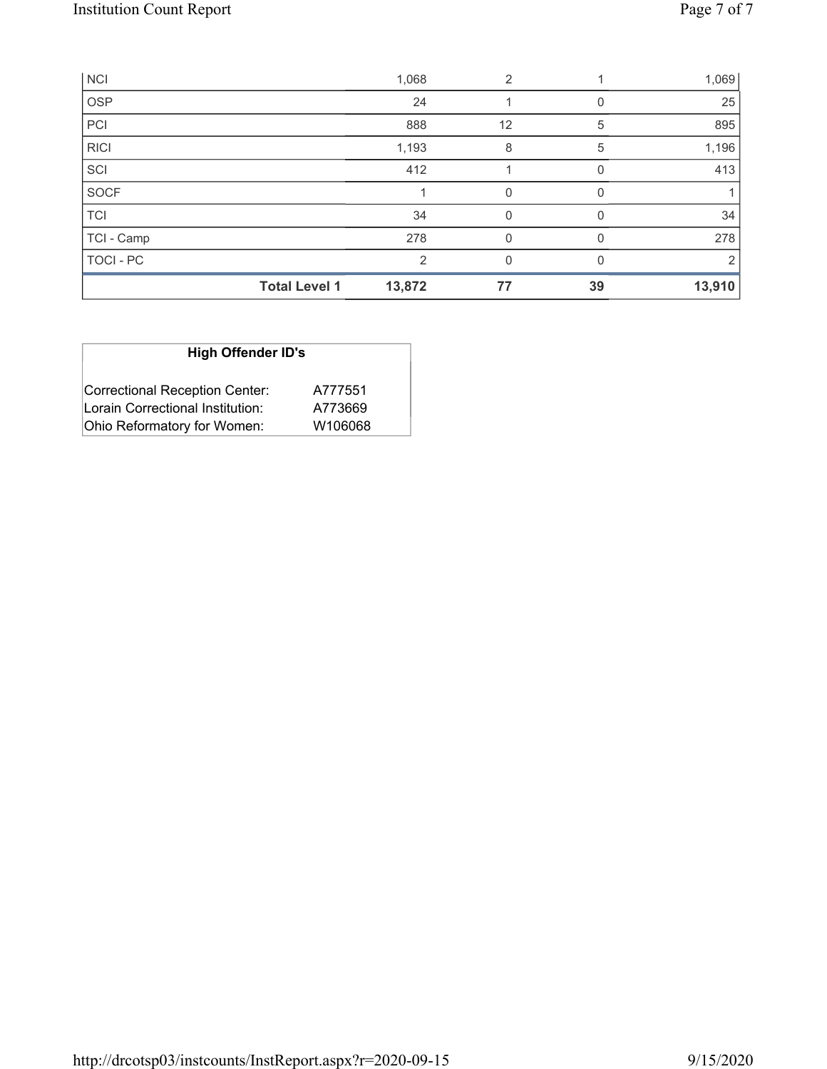| | | | | |
|---|---|---|---|---|
| NCI | 1,068 | 2 | 1 | 1,069 |
| OSP | 24 | 1 | 0 | 25 |
| PCI | 888 | 12 | 5 | 895 |
| RICI | 1,193 | 8 | 5 | 1,196 |
| SCI | 412 | 1 | 0 | 413 |
| SOCF | 1 | 0 | 0 | 1 |
| TCI | 34 | 0 | 0 | 34 |
| TCI - Camp | 278 | 0 | 0 | 278 |
| TOCI - PC | 2 | 0 | 0 | 2 |
| **Total Level 1** | **13,872** | **77** | **39** | **13,910** |

| High Offender ID's | |
|---|---|
| Correctional Reception Center: | A777551 |
| Lorain Correctional Institution: | A773669 |
| Ohio Reformatory for Women: | W106068 |